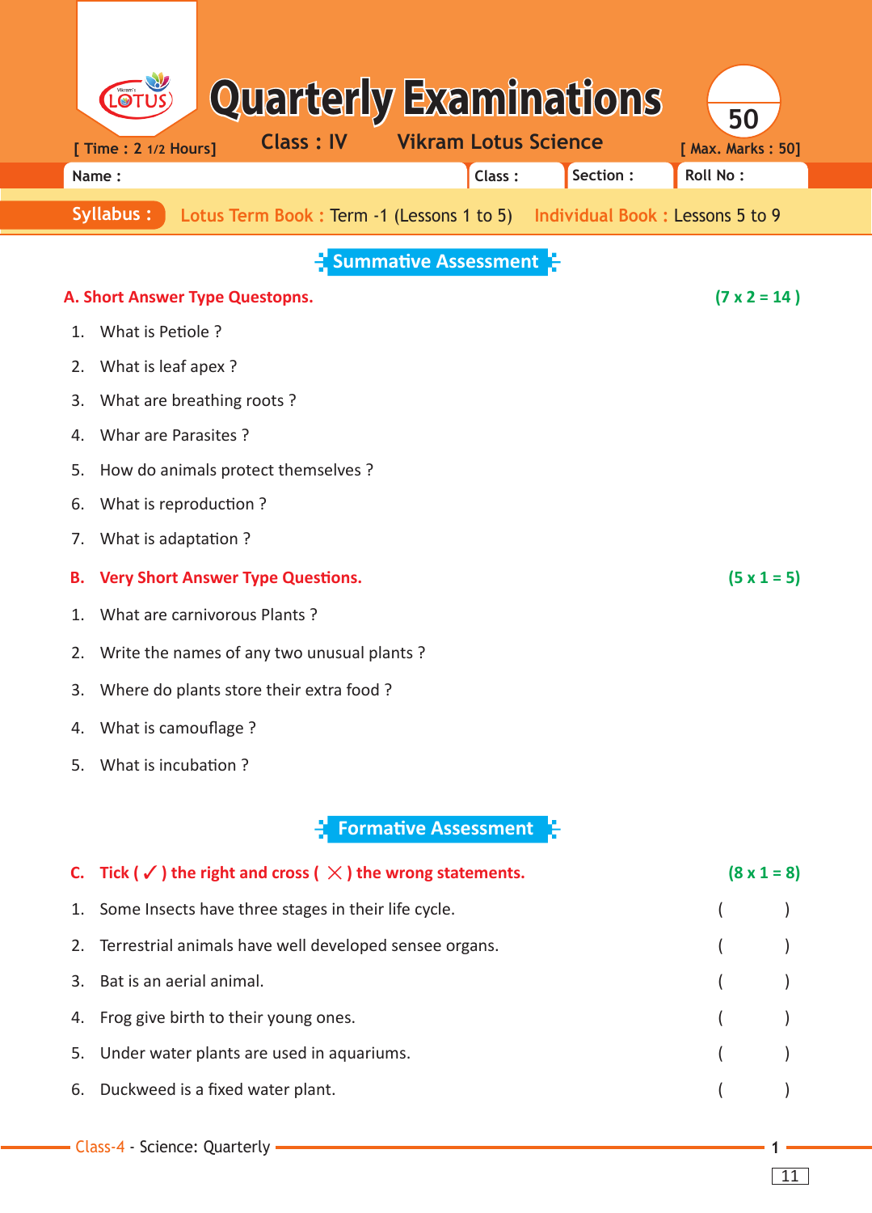# Quarterly Examinations

LOTUS

[ Time : 2 1/2 Hours] Class : IV Vikram Lotus Science 50 [ Max. Marks : 50]

Name : Class : Section : Roll No :

**Syllabus :** Lotus Term Book : Term -1 (Lessons 1 to 5) Individual Book : Lessons 5 to 9

## Summative Assessment

**A. Short Answer Type Questopns.** **(7 x 2 = 14 )**

1. What is Petiole ?
2. What is leaf apex ?
3. What are breathing roots ?
4. Whar are Parasites ?
5. How do animals protect themselves ?
6. What is reproduction ?
7. What is adaptation ?

**B. Very Short Answer Type Questions.** **(5 x 1 = 5)**

1. What are carnivorous Plants ?
2. Write the names of any two unusual plants ?
3. Where do plants store their extra food ?
4. What is camouflage ?
5. What is incubation ?

## Formative Assessment

**C. Tick ( ✓ ) the right and cross ( ✗ ) the wrong statements.** **(8 x 1 = 8)**

1. Some Insects have three stages in their life cycle. (        )
2. Terrestrial animals have well developed sensee organs. (        )
3. Bat is an aerial animal. (        )
4. Frog give birth to their young ones. (        )
5. Under water plants are used in aquariums. (        )
6. Duckweed is a fixed water plant. (        )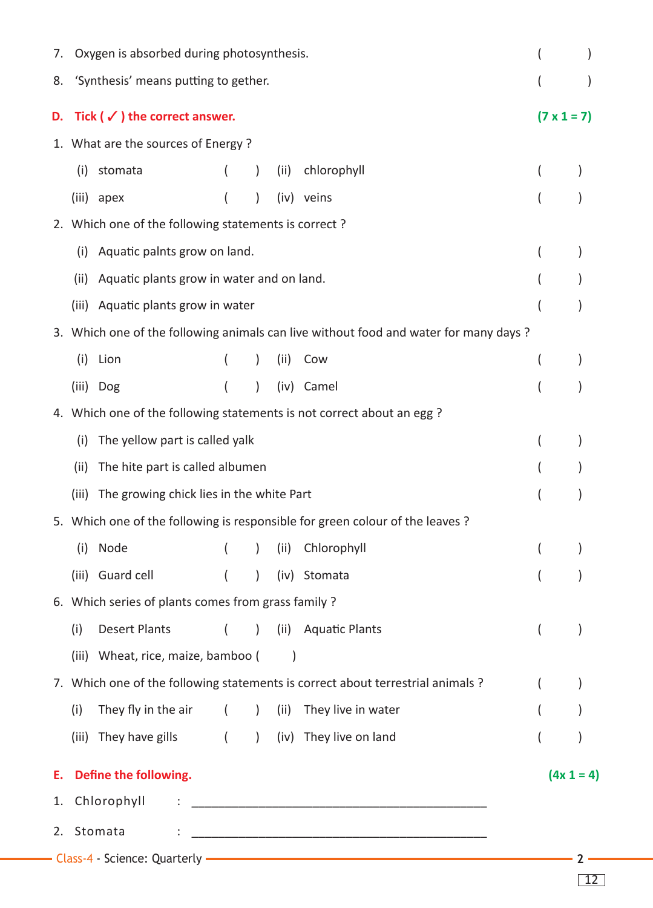7. Oxygen is absorbed during photosynthesis. ( )

8. 'Synthesis' means putting to gether. ( )

**D. Tick ( ✓ ) the correct answer.** **(7 x 1 = 7)**

1. What are the sources of Energy ?

   (i) stomata ( ) (ii) chlorophyll ( )

   (iii) apex ( ) (iv) veins ( )

2. Which one of the following statements is correct ?

   (i) Aquatic palnts grow on land. ( )

   (ii) Aquatic plants grow in water and on land. ( )

   (iii) Aquatic plants grow in water ( )

3. Which one of the following animals can live without food and water for many days ?

   (i) Lion ( ) (ii) Cow ( )

   (iii) Dog ( ) (iv) Camel ( )

4. Which one of the following statements is not correct about an egg ?

   (i) The yellow part is called yalk ( )

   (ii) The hite part is called albumen ( )

   (iii) The growing chick lies in the white Part ( )

5. Which one of the following is responsible for green colour of the leaves ?

   (i) Node ( ) (ii) Chlorophyll ( )

   (iii) Guard cell ( ) (iv) Stomata ( )

6. Which series of plants comes from grass family ?

   (i) Desert Plants ( ) (ii) Aquatic Plants ( )

   (iii) Wheat, rice, maize, bamboo ( )

7. Which one of the following statements is correct about terrestrial animals ? ( )

   (i) They fly in the air ( ) (ii) They live in water ( )

   (iii) They have gills ( ) (iv) They live on land ( )

**E. Define the following.** **(4x 1 = 4)**

1. Chlorophyll : ______________________________________________

2. Stomata : ______________________________________________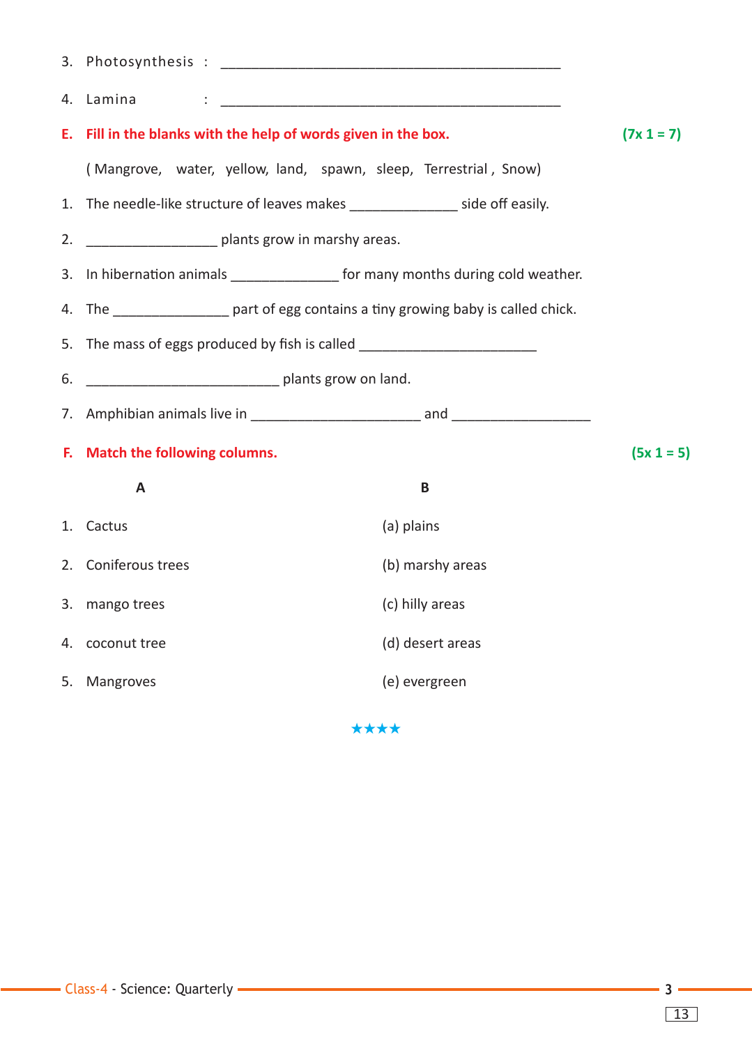3. Photosynthesis : ______________________________________________

4. Lamina : ______________________________________________

**E. Fill in the blanks with the help of words given in the box.** **(7x 1 = 7)**

( Mangrove, water, yellow, land, spawn, sleep, Terrestrial , Snow)

1. The needle-like structure of leaves makes ______________ side off easily.
2. _________________ plants grow in marshy areas.
3. In hibernation animals ______________ for many months during cold weather.
4. The _______________ part of egg contains a tiny growing baby is called chick.
5. The mass of eggs produced by fish is called _______________________
6. _________________________ plants grow on land.
7. Amphibian animals live in ______________________ and __________________

**F. Match the following columns.** **(5x 1 = 5)**

| A | B |
|---|---|
| 1. Cactus | (a) plains |
| 2. Coniferous trees | (b) marshy areas |
| 3. mango trees | (c) hilly areas |
| 4. coconut tree | (d) desert areas |
| 5. Mangroves | (e) evergreen |

★★★★